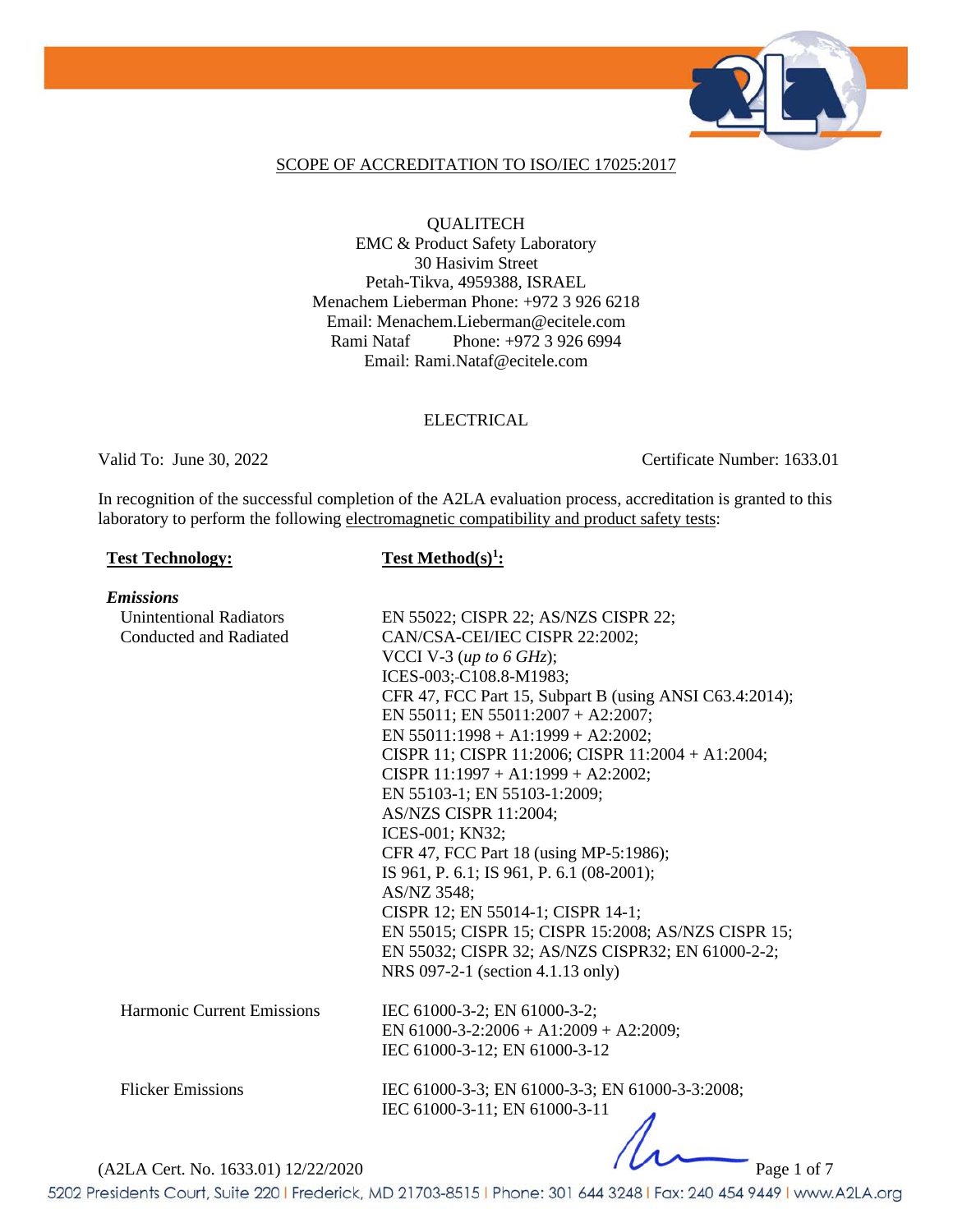SCOPE OF ACCREDITATION TO ISO/IEC 17025:2017

QUALITECH
EMC & Product Safety Laboratory
30 Hasivim Street
Petah-Tikva, 4959388, ISRAEL
Menachem Lieberman Phone: +972 3 926 6218
Email: Menachem.Lieberman@ecitele.com
Rami Nataf Phone: +972 3 926 6994
Email: Rami.Nataf@ecitele.com

ELECTRICAL

Valid To: June 30, 2022 Certificate Number: 1633.01

In recognition of the successful completion of the A2LA evaluation process, accreditation is granted to this laboratory to perform the following electromagnetic compatibility and product safety tests:

| Test Technology: | Test Method(s)[1]: |
|---|---|
| ***Emissions*** | |
| Unintentional Radiators Conducted and Radiated | EN 55022; CISPR 22; AS/NZS CISPR 22; CAN/CSA-CEI/IEC CISPR 22:2002; VCCI V-3 (*up to 6 GHz*); ICES-003;-C108.8-M1983; CFR 47, FCC Part 15, Subpart B (using ANSI C63.4:2014); EN 55011; EN 55011:2007 + A2:2007; EN 55011:1998 + A1:1999 + A2:2002; CISPR 11; CISPR 11:2006; CISPR 11:2004 + A1:2004; CISPR 11:1997 + A1:1999 + A2:2002; EN 55103-1; EN 55103-1:2009; AS/NZS CISPR 11:2004; ICES-001; KN32; CFR 47, FCC Part 18 (using MP-5:1986); IS 961, P. 6.1; IS 961, P. 6.1 (08-2001); AS/NZ 3548; CISPR 12; EN 55014-1; CISPR 14-1; EN 55015; CISPR 15; CISPR 15:2008; AS/NZS CISPR 15; EN 55032; CISPR 32; AS/NZS CISPR32; EN 61000-2-2; NRS 097-2-1 (section 4.1.13 only) |
| Harmonic Current Emissions | IEC 61000-3-2; EN 61000-3-2; EN 61000-3-2:2006 + A1:2009 + A2:2009; IEC 61000-3-12; EN 61000-3-12 |
| Flicker Emissions | IEC 61000-3-3; EN 61000-3-3; EN 61000-3-3:2008; IEC 61000-3-11; EN 61000-3-11 |

(A2LA Cert. No. 1633.01) 12/22/2020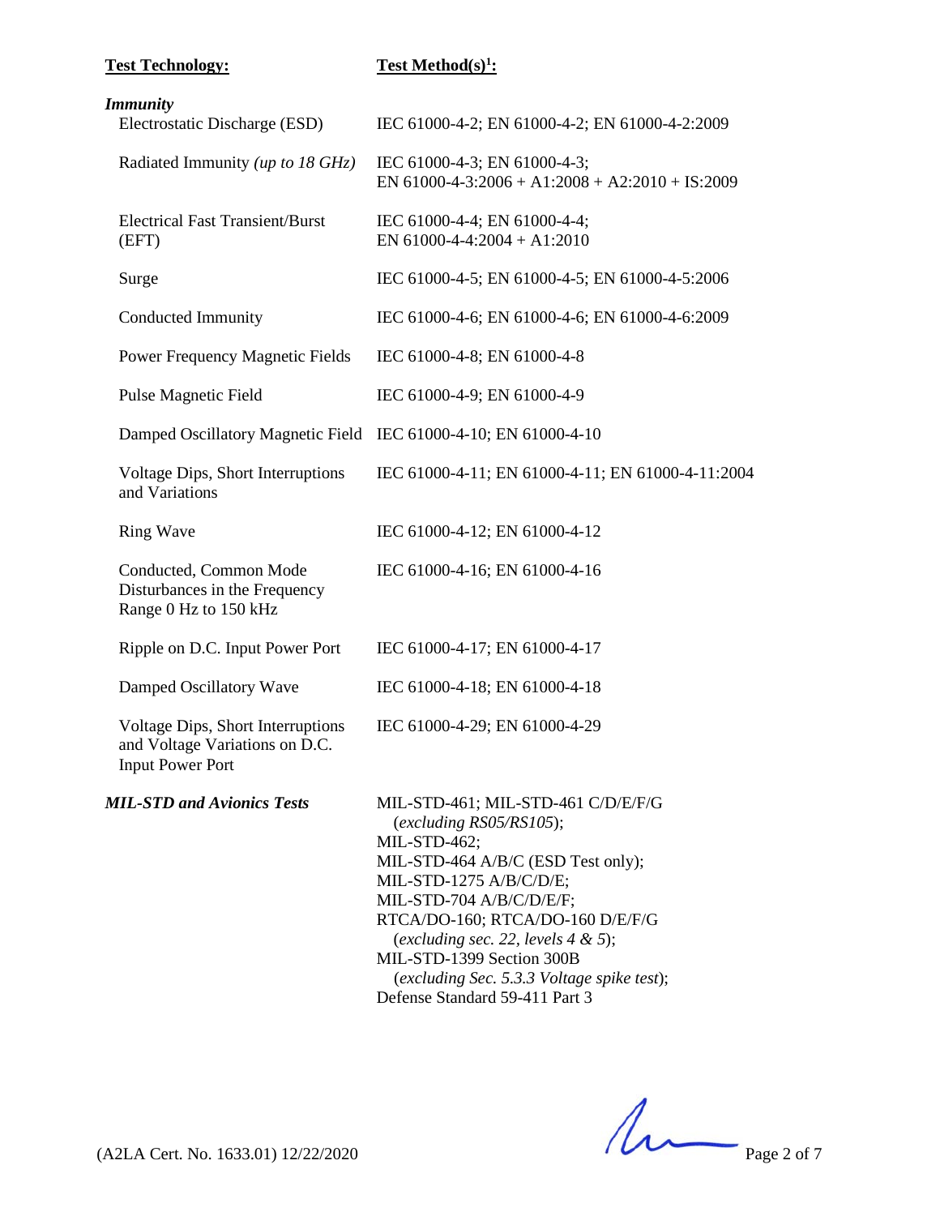| **Test Technology:** | **Test Method(s)[1]:** |
|---|---|
| ***Immunity*** | |
| Electrostatic Discharge (ESD) | IEC 61000-4-2; EN 61000-4-2; EN 61000-4-2:2009 |
| Radiated Immunity *(up to 18 GHz)* | IEC 61000-4-3; EN 61000-4-3; EN 61000-4-3:2006 + A1:2008 + A2:2010 + IS:2009 |
| Electrical Fast Transient/Burst (EFT) | IEC 61000-4-4; EN 61000-4-4; EN 61000-4-4:2004 + A1:2010 |
| Surge | IEC 61000-4-5; EN 61000-4-5; EN 61000-4-5:2006 |
| Conducted Immunity | IEC 61000-4-6; EN 61000-4-6; EN 61000-4-6:2009 |
| Power Frequency Magnetic Fields | IEC 61000-4-8; EN 61000-4-8 |
| Pulse Magnetic Field | IEC 61000-4-9; EN 61000-4-9 |
| Damped Oscillatory Magnetic Field | IEC 61000-4-10; EN 61000-4-10 |
| Voltage Dips, Short Interruptions and Variations | IEC 61000-4-11; EN 61000-4-11; EN 61000-4-11:2004 |
| Ring Wave | IEC 61000-4-12; EN 61000-4-12 |
| Conducted, Common Mode Disturbances in the Frequency Range 0 Hz to 150 kHz | IEC 61000-4-16; EN 61000-4-16 |
| Ripple on D.C. Input Power Port | IEC 61000-4-17; EN 61000-4-17 |
| Damped Oscillatory Wave | IEC 61000-4-18; EN 61000-4-18 |
| Voltage Dips, Short Interruptions and Voltage Variations on D.C. Input Power Port | IEC 61000-4-29; EN 61000-4-29 |
| ***MIL-STD and Avionics Tests*** | MIL-STD-461; MIL-STD-461 C/D/E/F/G (*excluding RS05/RS105*); MIL-STD-462; MIL-STD-464 A/B/C (ESD Test only); MIL-STD-1275 A/B/C/D/E; MIL-STD-704 A/B/C/D/E/F; RTCA/DO-160; RTCA/DO-160 D/E/F/G (*excluding sec. 22, levels 4 & 5*); MIL-STD-1399 Section 300B (*excluding Sec. 5.3.3 Voltage spike test*); Defense Standard 59-411 Part 3 |

(A2LA Cert. No. 1633.01) 12/22/2020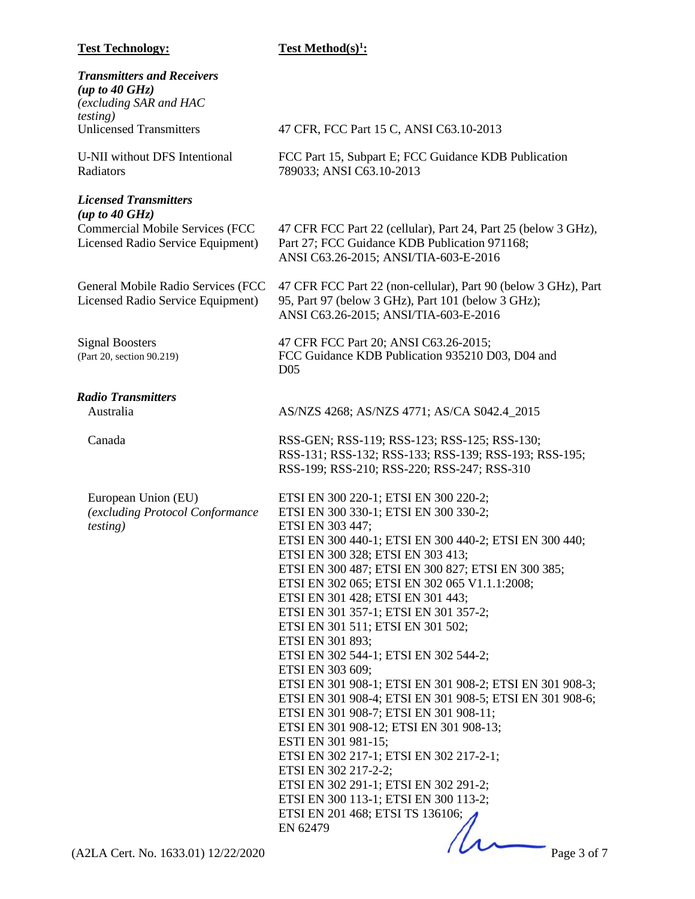| Test Technology: | Test Method(s)[1]: |
|---|---|
| ***Transmitters and Receivers (up to 40 GHz)*** *(excluding SAR and HAC testing)* | |
| Unlicensed Transmitters | 47 CFR, FCC Part 15 C, ANSI C63.10-2013 |
| U-NII without DFS Intentional Radiators | FCC Part 15, Subpart E; FCC Guidance KDB Publication 789033; ANSI C63.10-2013 |
| ***Licensed Transmitters (up to 40 GHz)*** | |
| Commercial Mobile Services (FCC Licensed Radio Service Equipment) | 47 CFR FCC Part 22 (cellular), Part 24, Part 25 (below 3 GHz), Part 27; FCC Guidance KDB Publication 971168; ANSI C63.26-2015; ANSI/TIA-603-E-2016 |
| General Mobile Radio Services (FCC Licensed Radio Service Equipment) | 47 CFR FCC Part 22 (non-cellular), Part 90 (below 3 GHz), Part 95, Part 97 (below 3 GHz), Part 101 (below 3 GHz); ANSI C63.26-2015; ANSI/TIA-603-E-2016 |
| Signal Boosters (Part 20, section 90.219) | 47 CFR FCC Part 20; ANSI C63.26-2015; FCC Guidance KDB Publication 935210 D03, D04 and D05 |
| ***Radio Transmitters*** | |
| Australia | AS/NZS 4268; AS/NZS 4771; AS/CA S042.4_2015 |
| Canada | RSS-GEN; RSS-119; RSS-123; RSS-125; RSS-130; RSS-131; RSS-132; RSS-133; RSS-139; RSS-193; RSS-195; RSS-199; RSS-210; RSS-220; RSS-247; RSS-310 |
| European Union (EU) *(excluding Protocol Conformance testing)* | ETSI EN 300 220-1; ETSI EN 300 220-2; ETSI EN 300 330-1; ETSI EN 300 330-2; ETSI EN 303 447; ETSI EN 300 440-1; ETSI EN 300 440-2; ETSI EN 300 440; ETSI EN 300 328; ETSI EN 303 413; ETSI EN 300 487; ETSI EN 300 827; ETSI EN 300 385; ETSI EN 302 065; ETSI EN 302 065 V1.1.1:2008; ETSI EN 301 428; ETSI EN 301 443; ETSI EN 301 357-1; ETSI EN 301 357-2; ETSI EN 301 511; ETSI EN 301 502; ETSI EN 301 893; ETSI EN 302 544-1; ETSI EN 302 544-2; ETSI EN 303 609; ETSI EN 301 908-1; ETSI EN 301 908-2; ETSI EN 301 908-3; ETSI EN 301 908-4; ETSI EN 301 908-5; ETSI EN 301 908-6; ETSI EN 301 908-7; ETSI EN 301 908-11; ETSI EN 301 908-12; ETSI EN 301 908-13; ESTI EN 301 981-15; ETSI EN 302 217-1; ETSI EN 302 217-2-1; ETSI EN 302 217-2-2; ETSI EN 302 291-1; ETSI EN 302 291-2; ETSI EN 300 113-1; ETSI EN 300 113-2; ETSI EN 201 468; ETSI TS 136106; EN 62479 |

(A2LA Cert. No. 1633.01) 12/22/2020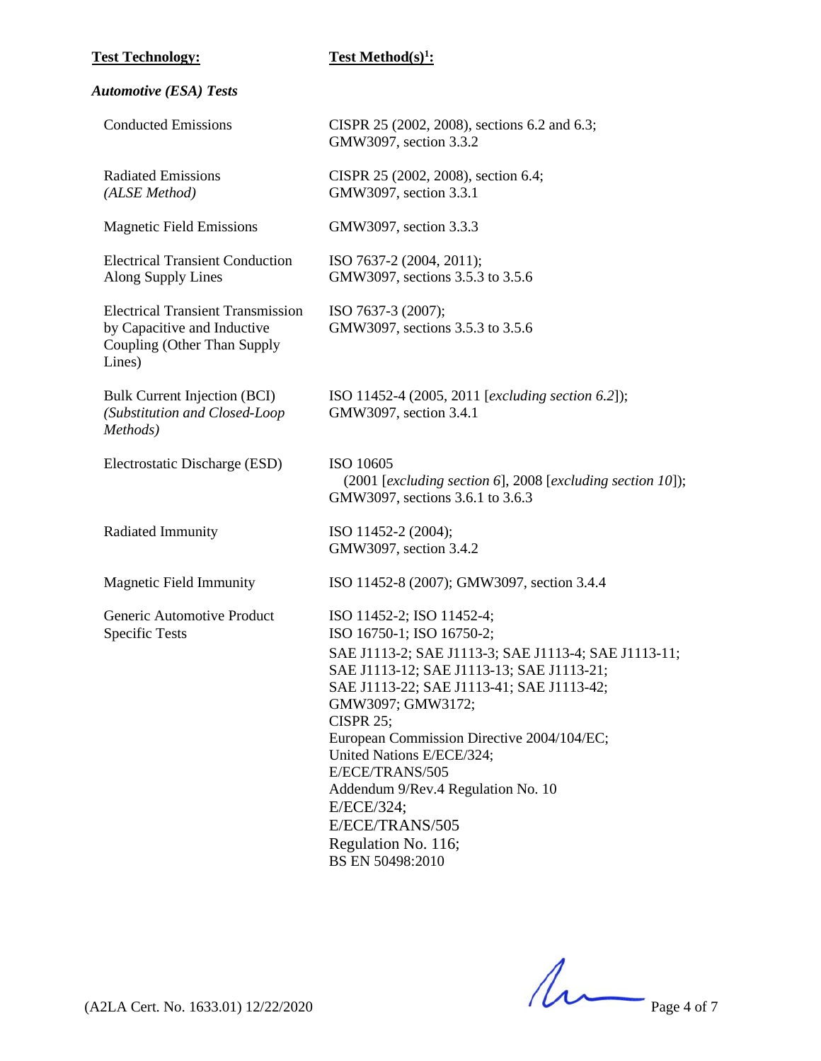| **Test Technology:** | **Test Method(s)[1]:** |
|---|---|
| ***Automotive (ESA) Tests*** | |
| Conducted Emissions | CISPR 25 (2002, 2008), sections 6.2 and 6.3; GMW3097, section 3.3.2 |
| Radiated Emissions *(ALSE Method)* | CISPR 25 (2002, 2008), section 6.4; GMW3097, section 3.3.1 |
| Magnetic Field Emissions | GMW3097, section 3.3.3 |
| Electrical Transient Conduction Along Supply Lines | ISO 7637-2 (2004, 2011); GMW3097, sections 3.5.3 to 3.5.6 |
| Electrical Transient Transmission by Capacitive and Inductive Coupling (Other Than Supply Lines) | ISO 7637-3 (2007); GMW3097, sections 3.5.3 to 3.5.6 |
| Bulk Current Injection (BCI) *(Substitution and Closed-Loop Methods)* | ISO 11452-4 (2005, 2011 [*excluding section 6.2*]); GMW3097, section 3.4.1 |
| Electrostatic Discharge (ESD) | ISO 10605 (2001 [*excluding section 6*], 2008 [*excluding section 10*]); GMW3097, sections 3.6.1 to 3.6.3 |
| Radiated Immunity | ISO 11452-2 (2004); GMW3097, section 3.4.2 |
| Magnetic Field Immunity | ISO 11452-8 (2007); GMW3097, section 3.4.4 |
| Generic Automotive Product Specific Tests | ISO 11452-2; ISO 11452-4; ISO 16750-1; ISO 16750-2; SAE J1113-2; SAE J1113-3; SAE J1113-4; SAE J1113-11; SAE J1113-12; SAE J1113-13; SAE J1113-21; SAE J1113-22; SAE J1113-41; SAE J1113-42; GMW3097; GMW3172; CISPR 25; European Commission Directive 2004/104/EC; United Nations E/ECE/324; E/ECE/TRANS/505 Addendum 9/Rev.4 Regulation No. 10 E/ECE/324; E/ECE/TRANS/505 Regulation No. 116; BS EN 50498:2010 |

(A2LA Cert. No. 1633.01) 12/22/2020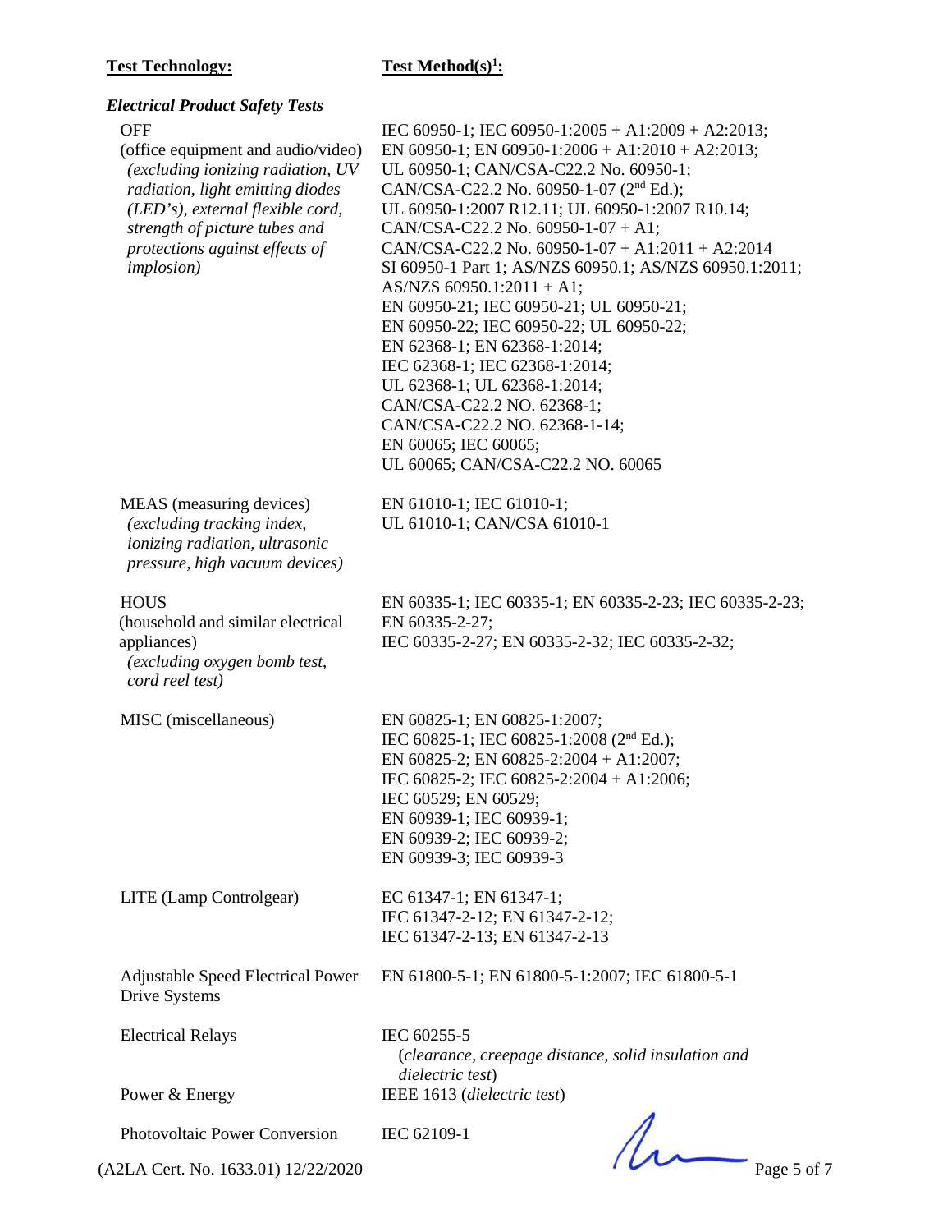| Test Technology: | Test Method(s)[1]: |
|---|---|
| ***Electrical Product Safety Tests*** | |
| OFF (office equipment and audio/video) *(excluding ionizing radiation, UV radiation, light emitting diodes (LED's), external flexible cord, strength of picture tubes and protections against effects of implosion)* | IEC 60950-1; IEC 60950-1:2005 + A1:2009 + A2:2013; EN 60950-1; EN 60950-1:2006 + A1:2010 + A2:2013; UL 60950-1; CAN/CSA-C22.2 No. 60950-1; CAN/CSA-C22.2 No. 60950-1-07 (2nd Ed.); UL 60950-1:2007 R12.11; UL 60950-1:2007 R10.14; CAN/CSA-C22.2 No. 60950-1-07 + A1; CAN/CSA-C22.2 No. 60950-1-07 + A1:2011 + A2:2014 SI 60950-1 Part 1; AS/NZS 60950.1; AS/NZS 60950.1:2011; AS/NZS 60950.1:2011 + A1; EN 60950-21; IEC 60950-21; UL 60950-21; EN 60950-22; IEC 60950-22; UL 60950-22; EN 62368-1; EN 62368-1:2014; IEC 62368-1; IEC 62368-1:2014; UL 62368-1; UL 62368-1:2014; CAN/CSA-C22.2 NO. 62368-1; CAN/CSA-C22.2 NO. 62368-1-14; EN 60065; IEC 60065; UL 60065; CAN/CSA-C22.2 NO. 60065 |
| MEAS (measuring devices) *(excluding tracking index, ionizing radiation, ultrasonic pressure, high vacuum devices)* | EN 61010-1; IEC 61010-1; UL 61010-1; CAN/CSA 61010-1 |
| HOUS (household and similar electrical appliances) *(excluding oxygen bomb test, cord reel test)* | EN 60335-1; IEC 60335-1; EN 60335-2-23; IEC 60335-2-23; EN 60335-2-27; IEC 60335-2-27; EN 60335-2-32; IEC 60335-2-32; |
| MISC (miscellaneous) | EN 60825-1; EN 60825-1:2007; IEC 60825-1; IEC 60825-1:2008 (2nd Ed.); EN 60825-2; EN 60825-2:2004 + A1:2007; IEC 60825-2; IEC 60825-2:2004 + A1:2006; IEC 60529; EN 60529; EN 60939-1; IEC 60939-1; EN 60939-2; IEC 60939-2; EN 60939-3; IEC 60939-3 |
| LITE (Lamp Controlgear) | EC 61347-1; EN 61347-1; IEC 61347-2-12; EN 61347-2-12; IEC 61347-2-13; EN 61347-2-13 |
| Adjustable Speed Electrical Power Drive Systems | EN 61800-5-1; EN 61800-5-1:2007; IEC 61800-5-1 |
| Electrical Relays | IEC 60255-5 (*clearance, creepage distance, solid insulation and dielectric test*) |
| Power & Energy | IEEE 1613 (*dielectric test*) |
| Photovoltaic Power Conversion | IEC 62109-1 |

(A2LA Cert. No. 1633.01) 12/22/2020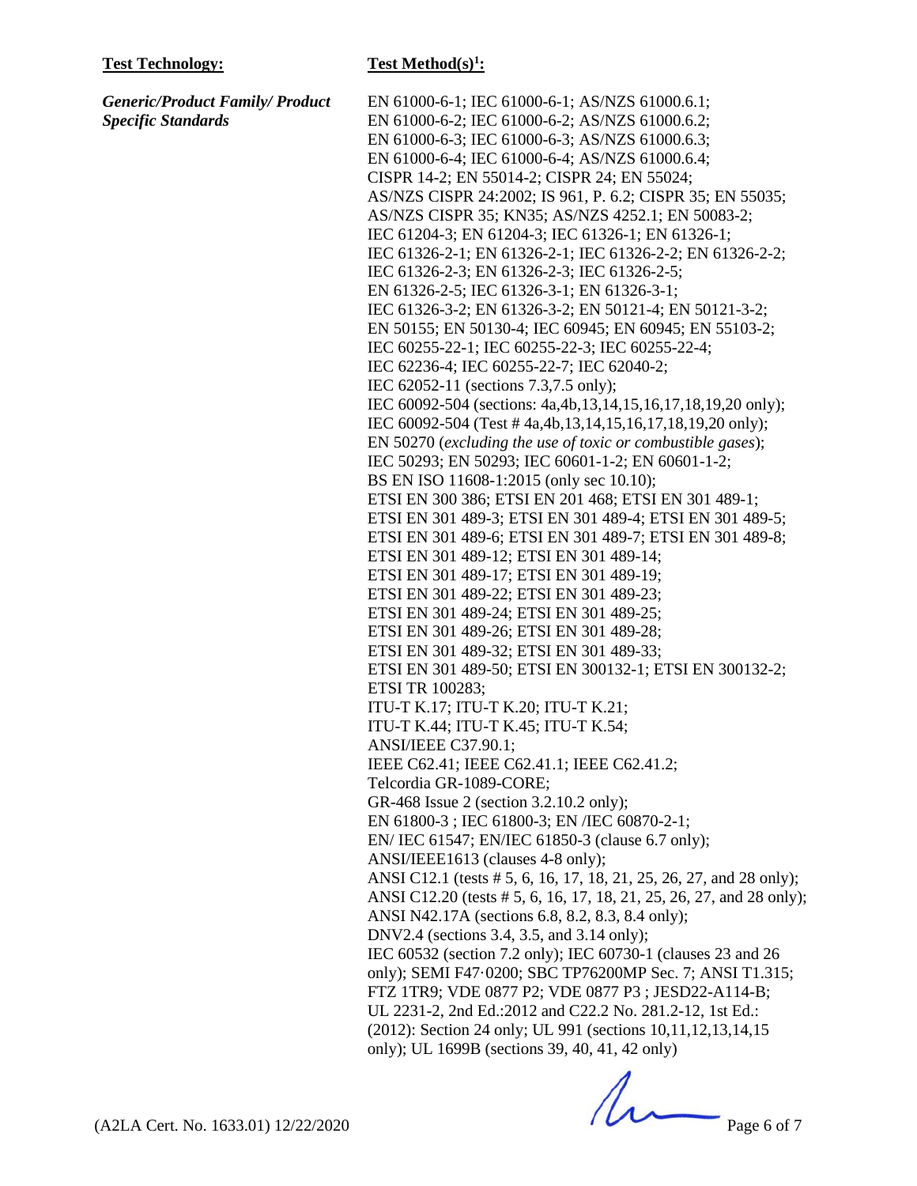| **Test Technology:** | **Test Method(s)[1]:** |
| --- | --- |
| ***Generic/Product Family/ Product Specific Standards*** | EN 61000-6-1; IEC 61000-6-1; AS/NZS 61000.6.1; EN 61000-6-2; IEC 61000-6-2; AS/NZS 61000.6.2; EN 61000-6-3; IEC 61000-6-3; AS/NZS 61000.6.3; EN 61000-6-4; IEC 61000-6-4; AS/NZS 61000.6.4; CISPR 14-2; EN 55014-2; CISPR 24; EN 55024; AS/NZS CISPR 24:2002; IS 961, P. 6.2; CISPR 35; EN 55035; AS/NZS CISPR 35; KN35; AS/NZS 4252.1; EN 50083-2; IEC 61204-3; EN 61204-3; IEC 61326-1; EN 61326-1; IEC 61326-2-1; EN 61326-2-1; IEC 61326-2-2; EN 61326-2-2; IEC 61326-2-3; EN 61326-2-3; IEC 61326-2-5; EN 61326-2-5; IEC 61326-3-1; EN 61326-3-1; IEC 61326-3-2; EN 61326-3-2; EN 50121-4; EN 50121-3-2; EN 50155; EN 50130-4; IEC 60945; EN 60945; EN 55103-2; IEC 60255-22-1; IEC 60255-22-3; IEC 60255-22-4; IEC 62236-4; IEC 60255-22-7; IEC 62040-2; IEC 62052-11 (sections 7.3,7.5 only); IEC 60092-504 (sections: 4a,4b,13,14,15,16,17,18,19,20 only); IEC 60092-504 (Test # 4a,4b,13,14,15,16,17,18,19,20 only); EN 50270 (*excluding the use of toxic or combustible gases*); IEC 50293; EN 50293; IEC 60601-1-2; EN 60601-1-2; BS EN ISO 11608-1:2015 (only sec 10.10); ETSI EN 300 386; ETSI EN 201 468; ETSI EN 301 489-1; ETSI EN 301 489-3; ETSI EN 301 489-4; ETSI EN 301 489-5; ETSI EN 301 489-6; ETSI EN 301 489-7; ETSI EN 301 489-8; ETSI EN 301 489-12; ETSI EN 301 489-14; ETSI EN 301 489-17; ETSI EN 301 489-19; ETSI EN 301 489-22; ETSI EN 301 489-23; ETSI EN 301 489-24; ETSI EN 301 489-25; ETSI EN 301 489-26; ETSI EN 301 489-28; ETSI EN 301 489-32; ETSI EN 301 489-33; ETSI EN 301 489-50; ETSI EN 300132-1; ETSI EN 300132-2; ETSI TR 100283; ITU-T K.17; ITU-T K.20; ITU-T K.21; ITU-T K.44; ITU-T K.45; ITU-T K.54; ANSI/IEEE C37.90.1; IEEE C62.41; IEEE C62.41.1; IEEE C62.41.2; Telcordia GR-1089-CORE; GR-468 Issue 2 (section 3.2.10.2 only); EN 61800-3 ; IEC 61800-3; EN /IEC 60870-2-1; EN/ IEC 61547; EN/IEC 61850-3 (clause 6.7 only); ANSI/IEEE1613 (clauses 4-8 only); ANSI C12.1 (tests # 5, 6, 16, 17, 18, 21, 25, 26, 27, and 28 only); ANSI C12.20 (tests # 5, 6, 16, 17, 18, 21, 25, 26, 27, and 28 only); ANSI N42.17A (sections 6.8, 8.2, 8.3, 8.4 only); DNV2.4 (sections 3.4, 3.5, and 3.14 only); IEC 60532 (section 7.2 only); IEC 60730-1 (clauses 23 and 26 only); SEMI F47·0200; SBC TP76200MP Sec. 7; ANSI T1.315; FTZ 1TR9; VDE 0877 P2; VDE 0877 P3 ; JESD22-A114-B; UL 2231-2, 2nd Ed.:2012 and C22.2 No. 281.2-12, 1st Ed.: (2012): Section 24 only; UL 991 (sections 10,11,12,13,14,15 only); UL 1699B (sections 39, 40, 41, 42 only) |

(A2LA Cert. No. 1633.01) 12/22/2020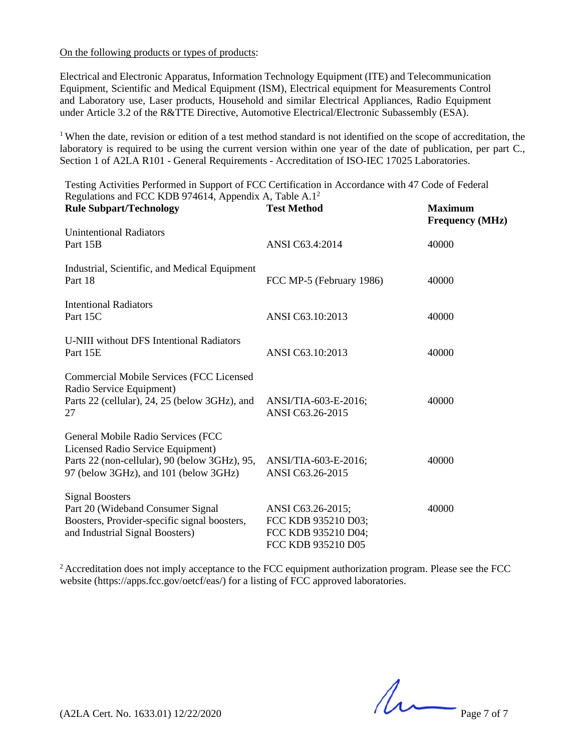On the following products or types of products:

Electrical and Electronic Apparatus, Information Technology Equipment (ITE) and Telecommunication Equipment, Scientific and Medical Equipment (ISM), Electrical equipment for Measurements Control and Laboratory use, Laser products, Household and similar Electrical Appliances, Radio Equipment under Article 3.2 of the R&TTE Directive, Automotive Electrical/Electronic Subassembly (ESA).

[1] When the date, revision or edition of a test method standard is not identified on the scope of accreditation, the laboratory is required to be using the current version within one year of the date of publication, per part C., Section 1 of A2LA R101 - General Requirements - Accreditation of ISO-IEC 17025 Laboratories.

Testing Activities Performed in Support of FCC Certification in Accordance with 47 Code of Federal Regulations and FCC KDB 974614, Appendix A, Table A.1[2]

| Rule Subpart/Technology | Test Method | Maximum Frequency (MHz) |
|---|---|---|
| Unintentional Radiators<br>Part 15B | ANSI C63.4:2014 | 40000 |
| Industrial, Scientific, and Medical Equipment<br>Part 18 | FCC MP-5 (February 1986) | 40000 |
| Intentional Radiators<br>Part 15C | ANSI C63.10:2013 | 40000 |
| U-NIII without DFS Intentional Radiators<br>Part 15E | ANSI C63.10:2013 | 40000 |
| Commercial Mobile Services (FCC Licensed Radio Service Equipment)<br>Parts 22 (cellular), 24, 25 (below 3GHz), and 27 | ANSI/TIA-603-E-2016;<br>ANSI C63.26-2015 | 40000 |
| General Mobile Radio Services (FCC Licensed Radio Service Equipment)<br>Parts 22 (non-cellular), 90 (below 3GHz), 95, 97 (below 3GHz), and 101 (below 3GHz) | ANSI/TIA-603-E-2016;<br>ANSI C63.26-2015 | 40000 |
| Signal Boosters<br>Part 20 (Wideband Consumer Signal Boosters, Provider-specific signal boosters, and Industrial Signal Boosters) | ANSI C63.26-2015;<br>FCC KDB 935210 D03;<br>FCC KDB 935210 D04;<br>FCC KDB 935210 D05 | 40000 |

[2] Accreditation does not imply acceptance to the FCC equipment authorization program. Please see the FCC website (https://apps.fcc.gov/oetcf/eas/) for a listing of FCC approved laboratories.

(A2LA Cert. No. 1633.01) 12/22/2020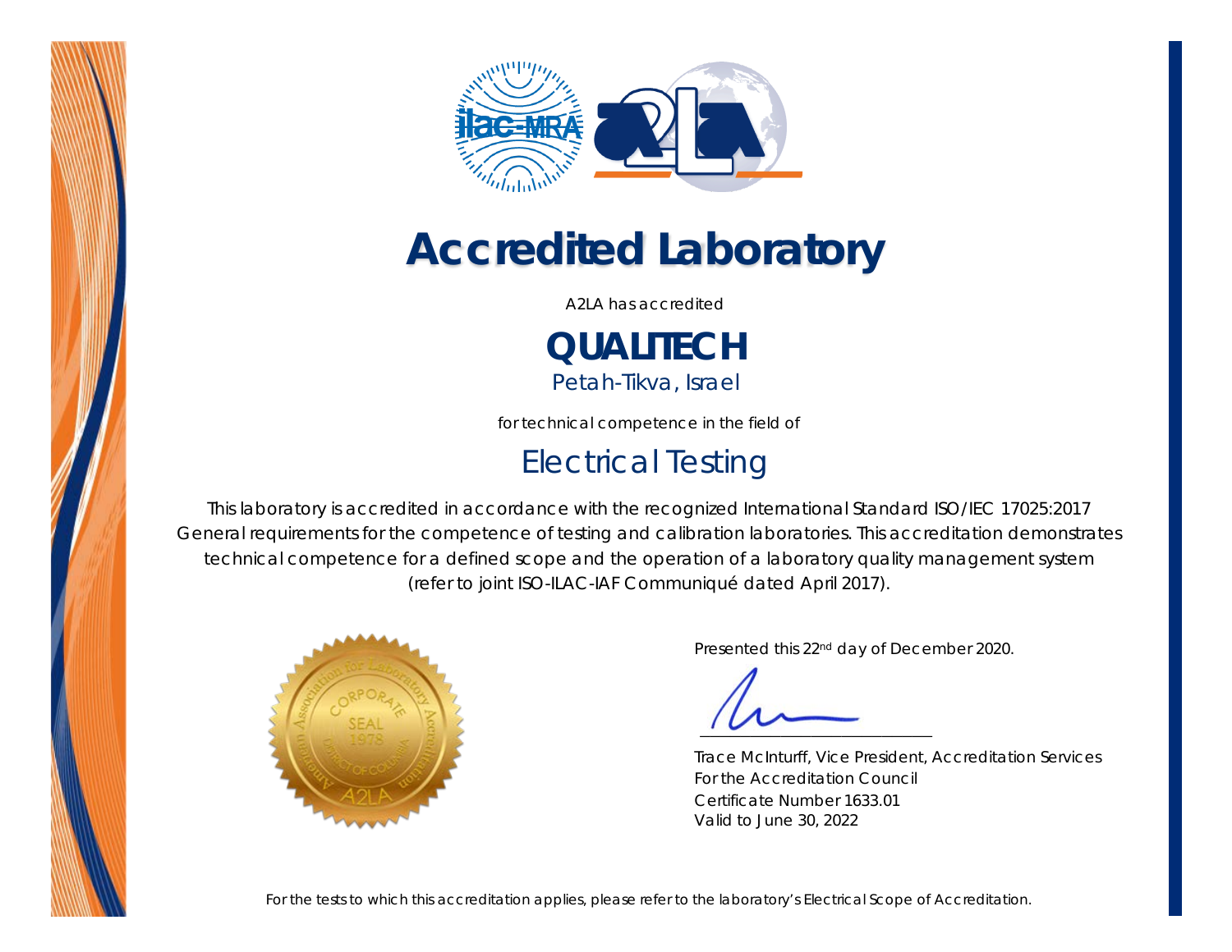# Accredited Laboratory

A2LA has accredited

## QUALITECH

Petah-Tikva, Israel

for technical competence in the field of

## Electrical Testing

This laboratory is accredited in accordance with the recognized International Standard ISO/IEC 17025:2017 General requirements for the competence of testing and calibration laboratories. This accreditation demonstrates technical competence for a defined scope and the operation of a laboratory quality management system (refer to joint ISO-ILAC-IAF Communiqué dated April 2017).

Presented this 22nd day of December 2020.

Trace McInturff, Vice President, Accreditation Services
For the Accreditation Council
Certificate Number 1633.01
Valid to June 30, 2022

For the tests to which this accreditation applies, please refer to the laboratory's Electrical Scope of Accreditation.